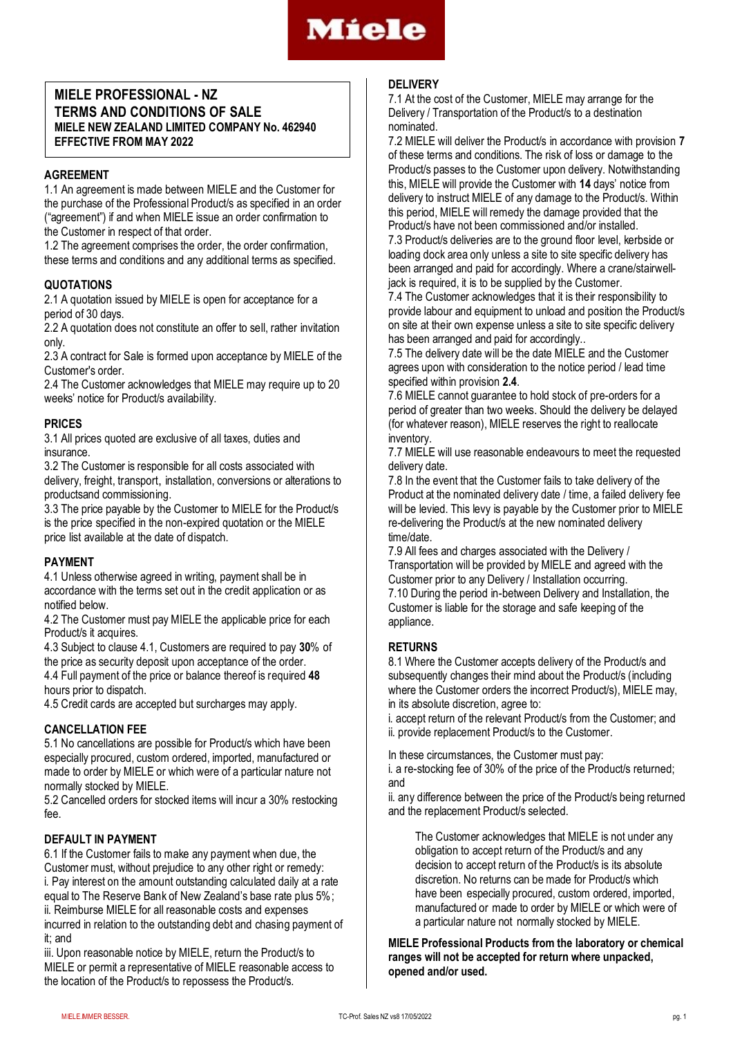# MIELE PROFESSIONAL - NZ
## TERMS AND CONDITIONS OF SALE
**MIELE NEW ZEALAND LIMITED COMPANY No. 462940**
**EFFECTIVE FROM MAY 2022**

### AGREEMENT

1.1 An agreement is made between MIELE and the Customer for the purchase of the Professional Product/s as specified in an order ("agreement") if and when MIELE issue an order confirmation to the Customer in respect of that order.

1.2 The agreement comprises the order, the order confirmation, these terms and conditions and any additional terms as specified.

### QUOTATIONS

2.1 A quotation issued by MIELE is open for acceptance for a period of 30 days.

2.2 A quotation does not constitute an offer to sell, rather invitation only.

2.3 A contract for Sale is formed upon acceptance by MIELE of the Customer's order.

2.4 The Customer acknowledges that MIELE may require up to 20 weeks' notice for Product/s availability.

### PRICES

3.1 All prices quoted are exclusive of all taxes, duties and insurance.

3.2 The Customer is responsible for all costs associated with delivery, freight, transport, installation, conversions or alterations to productsand commissioning.

3.3 The price payable by the Customer to MIELE for the Product/s is the price specified in the non-expired quotation or the MIELE price list available at the date of dispatch.

### PAYMENT

4.1 Unless otherwise agreed in writing, payment shall be in accordance with the terms set out in the credit application or as notified below.

4.2 The Customer must pay MIELE the applicable price for each Product/s it acquires.

4.3 Subject to clause 4.1, Customers are required to pay **30**% of the price as security deposit upon acceptance of the order.

4.4 Full payment of the price or balance thereof is required **48** hours prior to dispatch.

4.5 Credit cards are accepted but surcharges may apply.

### CANCELLATION FEE

5.1 No cancellations are possible for Product/s which have been especially procured, custom ordered, imported, manufactured or made to order by MIELE or which were of a particular nature not normally stocked by MIELE.

5.2 Cancelled orders for stocked items will incur a 30% restocking fee.

### DEFAULT IN PAYMENT

6.1 If the Customer fails to make any payment when due, the Customer must, without prejudice to any other right or remedy:
i. Pay interest on the amount outstanding calculated daily at a rate equal to The Reserve Bank of New Zealand's base rate plus 5%;
ii. Reimburse MIELE for all reasonable costs and expenses incurred in relation to the outstanding debt and chasing payment of it; and
iii. Upon reasonable notice by MIELE, return the Product/s to MIELE or permit a representative of MIELE reasonable access to the location of the Product/s to repossess the Product/s.

### DELIVERY

7.1 At the cost of the Customer, MIELE may arrange for the Delivery / Transportation of the Product/s to a destination nominated.

7.2 MIELE will deliver the Product/s in accordance with provision **7** of these terms and conditions. The risk of loss or damage to the Product/s passes to the Customer upon delivery. Notwithstanding this, MIELE will provide the Customer with **14** days' notice from delivery to instruct MIELE of any damage to the Product/s. Within this period, MIELE will remedy the damage provided that the Product/s have not been commissioned and/or installed.

7.3 Product/s deliveries are to the ground floor level, kerbside or loading dock area only unless a site to site specific delivery has been arranged and paid for accordingly. Where a crane/stairwell-jack is required, it is to be supplied by the Customer.

7.4 The Customer acknowledges that it is their responsibility to provide labour and equipment to unload and position the Product/s on site at their own expense unless a site to site specific delivery has been arranged and paid for accordingly..

7.5 The delivery date will be the date MIELE and the Customer agrees upon with consideration to the notice period / lead time specified within provision **2.4**.

7.6 MIELE cannot guarantee to hold stock of pre-orders for a period of greater than two weeks. Should the delivery be delayed (for whatever reason), MIELE reserves the right to reallocate inventory.

7.7 MIELE will use reasonable endeavours to meet the requested delivery date.

7.8 In the event that the Customer fails to take delivery of the Product at the nominated delivery date / time, a failed delivery fee will be levied. This levy is payable by the Customer prior to MIELE re-delivering the Product/s at the new nominated delivery time/date.

7.9 All fees and charges associated with the Delivery / Transportation will be provided by MIELE and agreed with the Customer prior to any Delivery / Installation occurring.

7.10 During the period in-between Delivery and Installation, the Customer is liable for the storage and safe keeping of the appliance.

### RETURNS

8.1 Where the Customer accepts delivery of the Product/s and subsequently changes their mind about the Product/s (including where the Customer orders the incorrect Product/s), MIELE may, in its absolute discretion, agree to:
i. accept return of the relevant Product/s from the Customer; and
ii. provide replacement Product/s to the Customer.

In these circumstances, the Customer must pay:
i. a re-stocking fee of 30% of the price of the Product/s returned; and
ii. any difference between the price of the Product/s being returned and the replacement Product/s selected.

> The Customer acknowledges that MIELE is not under any obligation to accept return of the Product/s and any decision to accept return of the Product/s is its absolute discretion. No returns can be made for Product/s which have been especially procured, custom ordered, imported, manufactured or made to order by MIELE or which were of a particular nature not normally stocked by MIELE.

**MIELE Professional Products from the laboratory or chemical ranges will not be accepted for return where unpacked, opened and/or used.**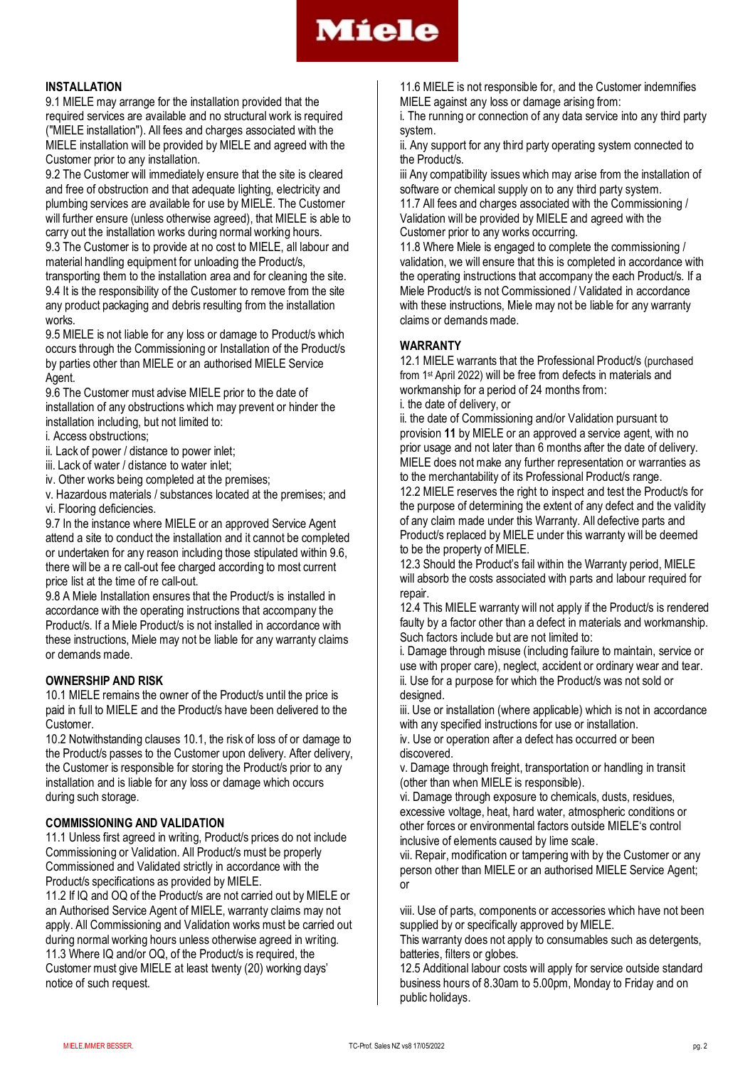## INSTALLATION

9.1 MIELE may arrange for the installation provided that the required services are available and no structural work is required ("MIELE installation"). All fees and charges associated with the MIELE installation will be provided by MIELE and agreed with the Customer prior to any installation.

9.2 The Customer will immediately ensure that the site is cleared and free of obstruction and that adequate lighting, electricity and plumbing services are available for use by MIELE. The Customer will further ensure (unless otherwise agreed), that MIELE is able to carry out the installation works during normal working hours.

9.3 The Customer is to provide at no cost to MIELE, all labour and material handling equipment for unloading the Product/s, transporting them to the installation area and for cleaning the site.

9.4 It is the responsibility of the Customer to remove from the site any product packaging and debris resulting from the installation works.

9.5 MIELE is not liable for any loss or damage to Product/s which occurs through the Commissioning or Installation of the Product/s by parties other than MIELE or an authorised MIELE Service Agent.

9.6 The Customer must advise MIELE prior to the date of installation of any obstructions which may prevent or hinder the installation including, but not limited to:

i. Access obstructions;
ii. Lack of power / distance to power inlet;
iii. Lack of water / distance to water inlet;
iv. Other works being completed at the premises;
v. Hazardous materials / substances located at the premises; and
vi. Flooring deficiencies.

9.7 In the instance where MIELE or an approved Service Agent attend a site to conduct the installation and it cannot be completed or undertaken for any reason including those stipulated within 9.6, there will be a re call-out fee charged according to most current price list at the time of re call-out.

9.8 A Miele Installation ensures that the Product/s is installed in accordance with the operating instructions that accompany the Product/s. If a Miele Product/s is not installed in accordance with these instructions, Miele may not be liable for any warranty claims or demands made.

## OWNERSHIP AND RISK

10.1 MIELE remains the owner of the Product/s until the price is paid in full to MIELE and the Product/s have been delivered to the Customer.

10.2 Notwithstanding clauses 10.1, the risk of loss of or damage to the Product/s passes to the Customer upon delivery. After delivery, the Customer is responsible for storing the Product/s prior to any installation and is liable for any loss or damage which occurs during such storage.

## COMMISSIONING AND VALIDATION

11.1 Unless first agreed in writing, Product/s prices do not include Commissioning or Validation. All Product/s must be properly Commissioned and Validated strictly in accordance with the Product/s specifications as provided by MIELE.

11.2 If IQ and OQ of the Product/s are not carried out by MIELE or an Authorised Service Agent of MIELE, warranty claims may not apply. All Commissioning and Validation works must be carried out during normal working hours unless otherwise agreed in writing.

11.3 Where IQ and/or OQ, of the Product/s is required, the Customer must give MIELE at least twenty (20) working days' notice of such request.

11.6 MIELE is not responsible for, and the Customer indemnifies MIELE against any loss or damage arising from:

i. The running or connection of any data service into any third party system.
ii. Any support for any third party operating system connected to the Product/s.
iii Any compatibility issues which may arise from the installation of software or chemical supply on to any third party system.

11.7 All fees and charges associated with the Commissioning / Validation will be provided by MIELE and agreed with the Customer prior to any works occurring.

11.8 Where Miele is engaged to complete the commissioning / validation, we will ensure that this is completed in accordance with the operating instructions that accompany the each Product/s. If a Miele Product/s is not Commissioned / Validated in accordance with these instructions, Miele may not be liable for any warranty claims or demands made.

## WARRANTY

12.1 MIELE warrants that the Professional Product/s (purchased from 1st April 2022) will be free from defects in materials and workmanship for a period of 24 months from:

i. the date of delivery, or
ii. the date of Commissioning and/or Validation pursuant to provision **11** by MIELE or an approved a service agent, with no prior usage and not later than 6 months after the date of delivery.

MIELE does not make any further representation or warranties as to the merchantability of its Professional Product/s range.

12.2 MIELE reserves the right to inspect and test the Product/s for the purpose of determining the extent of any defect and the validity of any claim made under this Warranty. All defective parts and Product/s replaced by MIELE under this warranty will be deemed to be the property of MIELE.

12.3 Should the Product's fail within the Warranty period, MIELE will absorb the costs associated with parts and labour required for repair.

12.4 This MIELE warranty will not apply if the Product/s is rendered faulty by a factor other than a defect in materials and workmanship. Such factors include but are not limited to:

i. Damage through misuse (including failure to maintain, service or use with proper care), neglect, accident or ordinary wear and tear.
ii. Use for a purpose for which the Product/s was not sold or designed.
iii. Use or installation (where applicable) which is not in accordance with any specified instructions for use or installation.
iv. Use or operation after a defect has occurred or been discovered.
v. Damage through freight, transportation or handling in transit (other than when MIELE is responsible).
vi. Damage through exposure to chemicals, dusts, residues, excessive voltage, heat, hard water, atmospheric conditions or other forces or environmental factors outside MIELE's control inclusive of elements caused by lime scale.
vii. Repair, modification or tampering with by the Customer or any person other than MIELE or an authorised MIELE Service Agent; or
viii. Use of parts, components or accessories which have not been supplied by or specifically approved by MIELE.

This warranty does not apply to consumables such as detergents, batteries, filters or globes.

12.5 Additional labour costs will apply for service outside standard business hours of 8.30am to 5.00pm, Monday to Friday and on public holidays.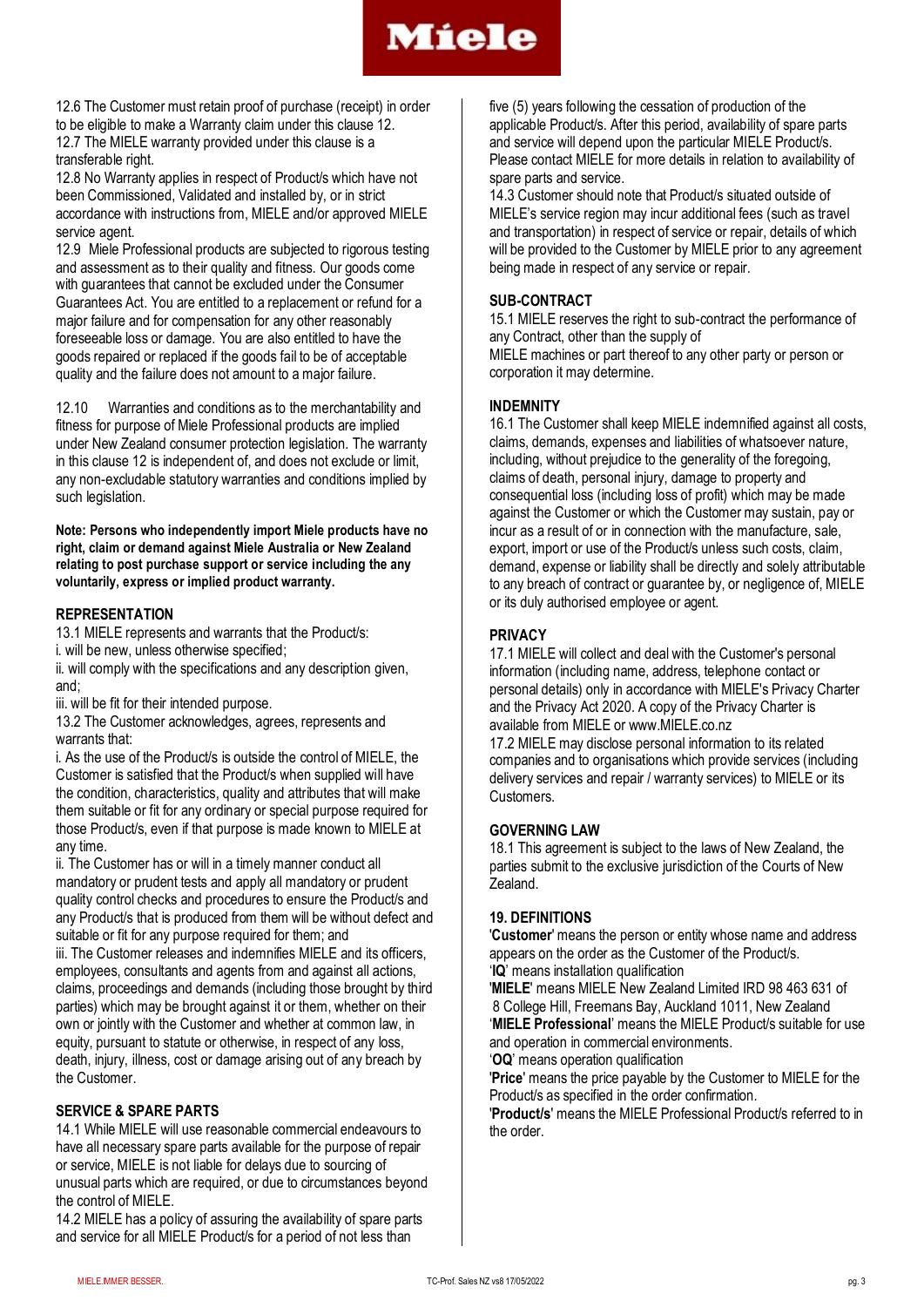12.6 The Customer must retain proof of purchase (receipt) in order to be eligible to make a Warranty claim under this clause 12.

12.7 The MIELE warranty provided under this clause is a transferable right.

12.8 No Warranty applies in respect of Product/s which have not been Commissioned, Validated and installed by, or in strict accordance with instructions from, MIELE and/or approved MIELE service agent.

12.9 Miele Professional products are subjected to rigorous testing and assessment as to their quality and fitness. Our goods come with guarantees that cannot be excluded under the Consumer Guarantees Act. You are entitled to a replacement or refund for a major failure and for compensation for any other reasonably foreseeable loss or damage. You are also entitled to have the goods repaired or replaced if the goods fail to be of acceptable quality and the failure does not amount to a major failure.

12.10 Warranties and conditions as to the merchantability and fitness for purpose of Miele Professional products are implied under New Zealand consumer protection legislation. The warranty in this clause 12 is independent of, and does not exclude or limit, any non-excludable statutory warranties and conditions implied by such legislation.

**Note: Persons who independently import Miele products have no right, claim or demand against Miele Australia or New Zealand relating to post purchase support or service including the any voluntarily, express or implied product warranty.**

## REPRESENTATION

13.1 MIELE represents and warrants that the Product/s:

i. will be new, unless otherwise specified;

ii. will comply with the specifications and any description given, and;

iii. will be fit for their intended purpose.

13.2 The Customer acknowledges, agrees, represents and warrants that:

i. As the use of the Product/s is outside the control of MIELE, the Customer is satisfied that the Product/s when supplied will have the condition, characteristics, quality and attributes that will make them suitable or fit for any ordinary or special purpose required for those Product/s, even if that purpose is made known to MIELE at any time.

ii. The Customer has or will in a timely manner conduct all mandatory or prudent tests and apply all mandatory or prudent quality control checks and procedures to ensure the Product/s and any Product/s that is produced from them will be without defect and suitable or fit for any purpose required for them; and

iii. The Customer releases and indemnifies MIELE and its officers, employees, consultants and agents from and against all actions, claims, proceedings and demands (including those brought by third parties) which may be brought against it or them, whether on their own or jointly with the Customer and whether at common law, in equity, pursuant to statute or otherwise, in respect of any loss, death, injury, illness, cost or damage arising out of any breach by the Customer.

## SERVICE & SPARE PARTS

14.1 While MIELE will use reasonable commercial endeavours to have all necessary spare parts available for the purpose of repair or service, MIELE is not liable for delays due to sourcing of unusual parts which are required, or due to circumstances beyond the control of MIELE.

14.2 MIELE has a policy of assuring the availability of spare parts and service for all MIELE Product/s for a period of not less than five (5) years following the cessation of production of the applicable Product/s. After this period, availability of spare parts and service will depend upon the particular MIELE Product/s. Please contact MIELE for more details in relation to availability of spare parts and service.

14.3 Customer should note that Product/s situated outside of MIELE's service region may incur additional fees (such as travel and transportation) in respect of service or repair, details of which will be provided to the Customer by MIELE prior to any agreement being made in respect of any service or repair.

## SUB-CONTRACT

15.1 MIELE reserves the right to sub-contract the performance of any Contract, other than the supply of MIELE machines or part thereof to any other party or person or corporation it may determine.

## INDEMNITY

16.1 The Customer shall keep MIELE indemnified against all costs, claims, demands, expenses and liabilities of whatsoever nature, including, without prejudice to the generality of the foregoing, claims of death, personal injury, damage to property and consequential loss (including loss of profit) which may be made against the Customer or which the Customer may sustain, pay or incur as a result of or in connection with the manufacture, sale, export, import or use of the Product/s unless such costs, claim, demand, expense or liability shall be directly and solely attributable to any breach of contract or guarantee by, or negligence of, MIELE or its duly authorised employee or agent.

## PRIVACY

17.1 MIELE will collect and deal with the Customer's personal information (including name, address, telephone contact or personal details) only in accordance with MIELE's Privacy Charter and the Privacy Act 2020. A copy of the Privacy Charter is available from MIELE or www.MIELE.co.nz

17.2 MIELE may disclose personal information to its related companies and to organisations which provide services (including delivery services and repair / warranty services) to MIELE or its Customers.

## GOVERNING LAW

18.1 This agreement is subject to the laws of New Zealand, the parties submit to the exclusive jurisdiction of the Courts of New Zealand.

## 19. DEFINITIONS

'**Customer**' means the person or entity whose name and address appears on the order as the Customer of the Product/s.

'**IQ**' means installation qualification

'**MIELE**' means MIELE New Zealand Limited IRD 98 463 631 of 8 College Hill, Freemans Bay, Auckland 1011, New Zealand

'**MIELE Professional**' means the MIELE Product/s suitable for use and operation in commercial environments.

'**OQ**' means operation qualification

'**Price**' means the price payable by the Customer to MIELE for the Product/s as specified in the order confirmation.

'**Product/s**' means the MIELE Professional Product/s referred to in the order.